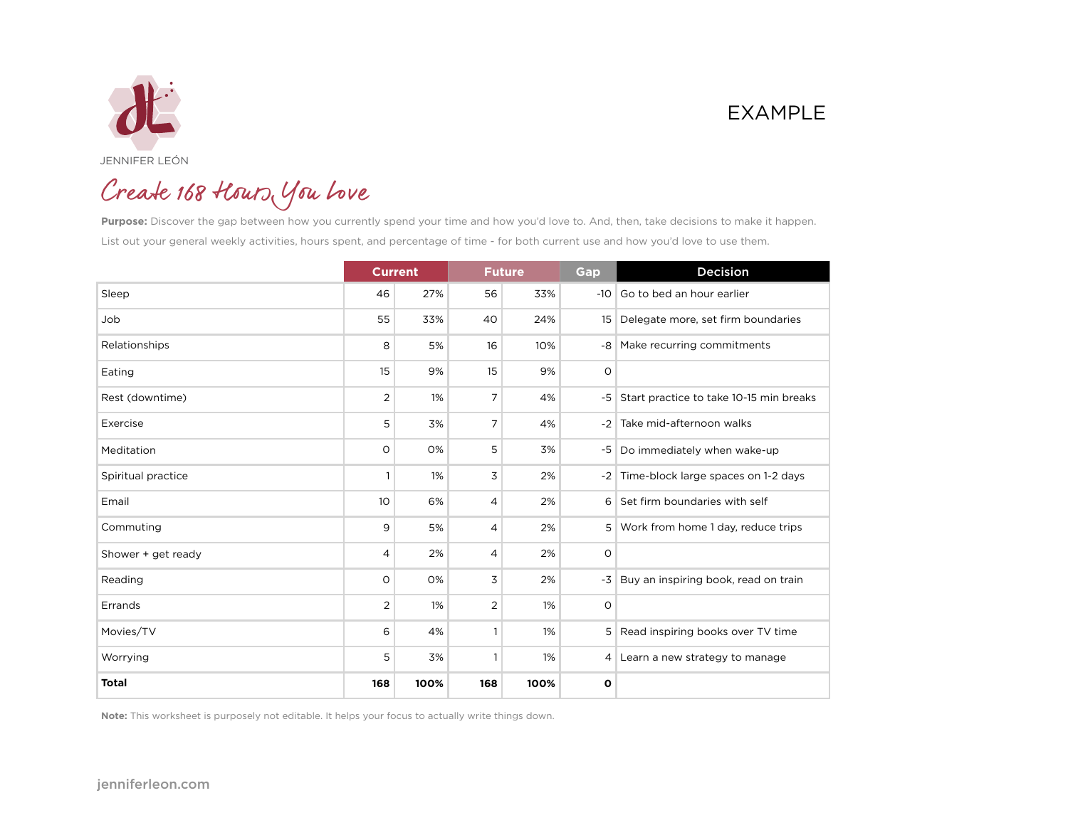JENNIFER LEÓN

EXAMPLE

# Create 168 Hours You Love

**Purpose:** Discover the gap between how you currently spend your time and how you'd love to. And, then, take decisions to make it happen.

List out your general weekly activities, hours spent, and percentage of time - for both current use and how you'd love to use them.

| | Current | | Future | | Gap | Decision |
|---|---|---|---|---|---|---|
| Sleep | 46 | 27% | 56 | 33% | -10 | Go to bed an hour earlier |
| Job | 55 | 33% | 40 | 24% | 15 | Delegate more, set firm boundaries |
| Relationships | 8 | 5% | 16 | 10% | -8 | Make recurring commitments |
| Eating | 15 | 9% | 15 | 9% | 0 | |
| Rest (downtime) | 2 | 1% | 7 | 4% | -5 | Start practice to take 10-15 min breaks |
| Exercise | 5 | 3% | 7 | 4% | -2 | Take mid-afternoon walks |
| Meditation | 0 | 0% | 5 | 3% | -5 | Do immediately when wake-up |
| Spiritual practice | 1 | 1% | 3 | 2% | -2 | Time-block large spaces on 1-2 days |
| Email | 10 | 6% | 4 | 2% | 6 | Set firm boundaries with self |
| Commuting | 9 | 5% | 4 | 2% | 5 | Work from home 1 day, reduce trips |
| Shower + get ready | 4 | 2% | 4 | 2% | 0 | |
| Reading | 0 | 0% | 3 | 2% | -3 | Buy an inspiring book, read on train |
| Errands | 2 | 1% | 2 | 1% | 0 | |
| Movies/TV | 6 | 4% | 1 | 1% | 5 | Read inspiring books over TV time |
| Worrying | 5 | 3% | 1 | 1% | 4 | Learn a new strategy to manage |
| **Total** | **168** | **100%** | **168** | **100%** | **0** | |

**Note:** This worksheet is purposely not editable. It helps your focus to actually write things down.

jenniferleon.com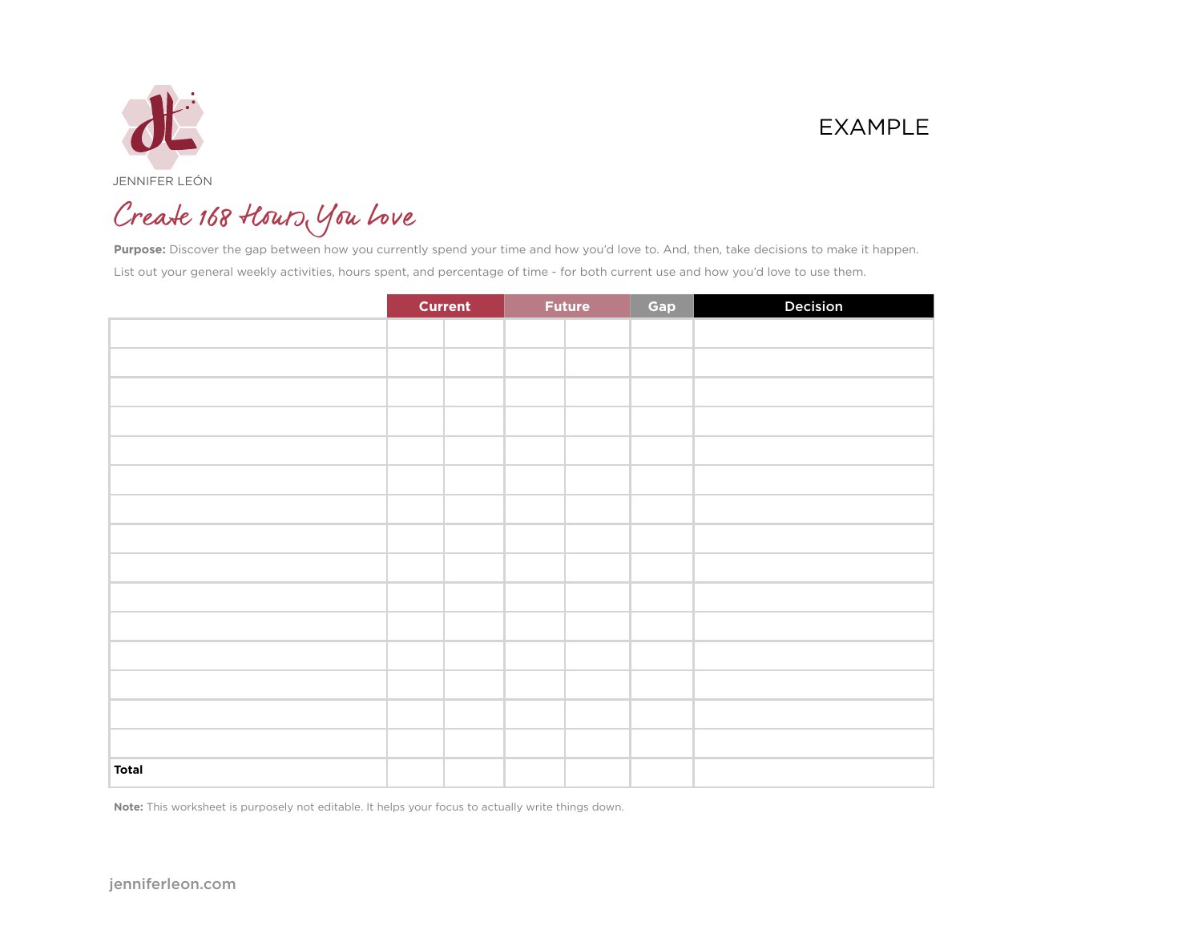JENNIFER LEÓN

EXAMPLE

# Create 168 Hours You Love

**Purpose:** Discover the gap between how you currently spend your time and how you'd love to. And, then, take decisions to make it happen.

List out your general weekly activities, hours spent, and percentage of time - for both current use and how you'd love to use them.

| | Current | | Future | | Gap | Decision |
|---|---|---|---|---|---|---|
| | | | | | | |
| | | | | | | |
| | | | | | | |
| | | | | | | |
| | | | | | | |
| | | | | | | |
| | | | | | | |
| | | | | | | |
| | | | | | | |
| | | | | | | |
| | | | | | | |
| | | | | | | |
| | | | | | | |
| | | | | | | |
| | | | | | | |
| **Total** | | | | | | |

**Note:** This worksheet is purposely not editable. It helps your focus to actually write things down.

jenniferleon.com